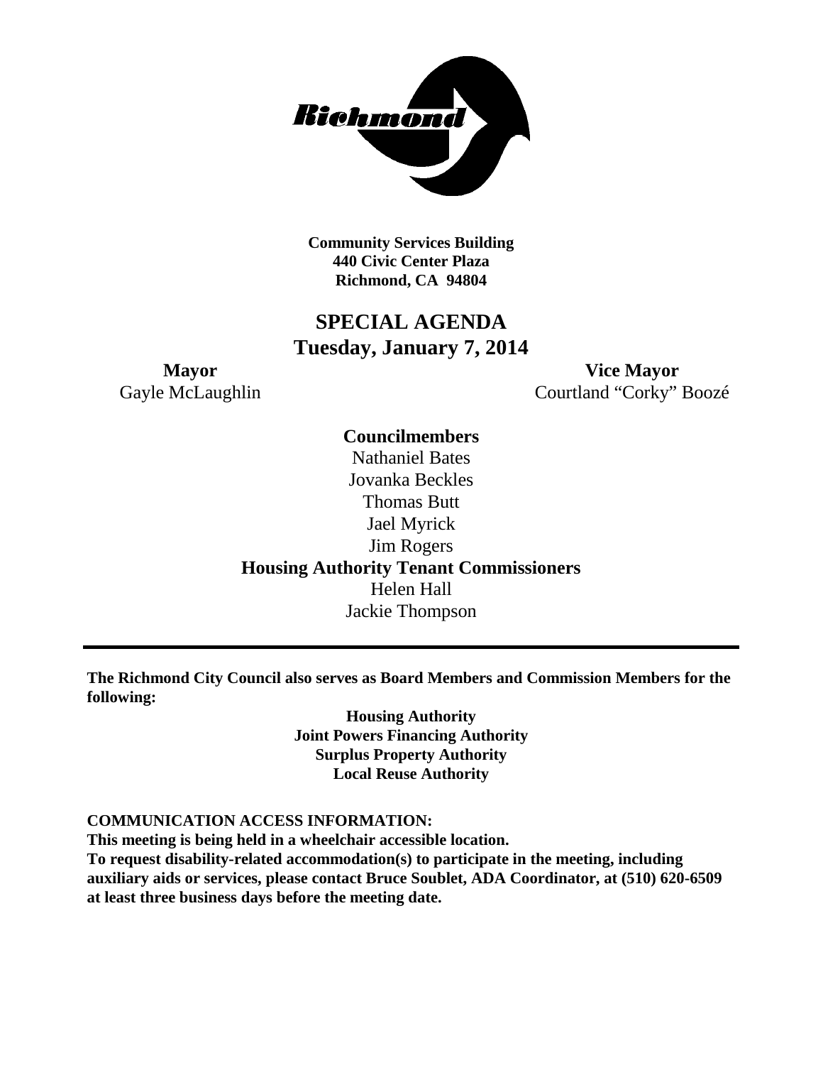Richmond

**Community Services Building**
**440 Civic Center Plaza**
**Richmond, CA 94804**

# SPECIAL AGENDA
## Tuesday, January 7, 2014

**Mayor**
Gayle McLaughlin

**Vice Mayor**
Courtland "Corky" Boozé

**Councilmembers**
Nathaniel Bates
Jovanka Beckles
Thomas Butt
Jael Myrick
Jim Rogers

**Housing Authority Tenant Commissioners**
Helen Hall
Jackie Thompson

---

**The Richmond City Council also serves as Board Members and Commission Members for the following:**

**Housing Authority**
**Joint Powers Financing Authority**
**Surplus Property Authority**
**Local Reuse Authority**

**COMMUNICATION ACCESS INFORMATION:**
**This meeting is being held in a wheelchair accessible location.**
**To request disability-related accommodation(s) to participate in the meeting, including auxiliary aids or services, please contact Bruce Soublet, ADA Coordinator, at (510) 620-6509 at least three business days before the meeting date.**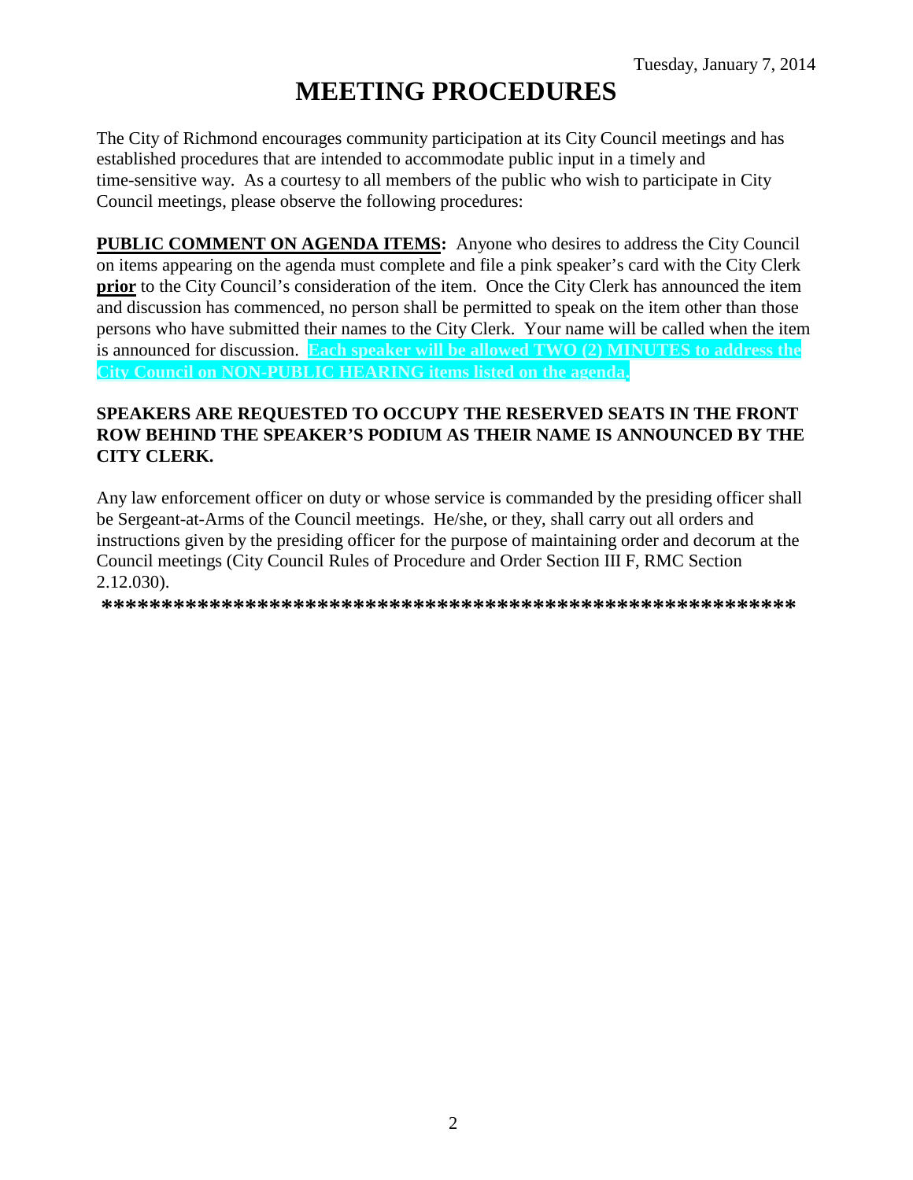Tuesday, January 7, 2014

# MEETING PROCEDURES

The City of Richmond encourages community participation at its City Council meetings and has established procedures that are intended to accommodate public input in a timely and time-sensitive way. As a courtesy to all members of the public who wish to participate in City Council meetings, please observe the following procedures:

**PUBLIC COMMENT ON AGENDA ITEMS:** Anyone who desires to address the City Council on items appearing on the agenda must complete and file a pink speaker's card with the City Clerk **prior** to the City Council's consideration of the item. Once the City Clerk has announced the item and discussion has commenced, no person shall be permitted to speak on the item other than those persons who have submitted their names to the City Clerk. Your name will be called when the item is announced for discussion. **Each speaker will be allowed TWO (2) MINUTES to address the City Council on NON-PUBLIC HEARING items listed on the agenda.**

**SPEAKERS ARE REQUESTED TO OCCUPY THE RESERVED SEATS IN THE FRONT ROW BEHIND THE SPEAKER'S PODIUM AS THEIR NAME IS ANNOUNCED BY THE CITY CLERK.**

Any law enforcement officer on duty or whose service is commanded by the presiding officer shall be Sergeant-at-Arms of the Council meetings. He/she, or they, shall carry out all orders and instructions given by the presiding officer for the purpose of maintaining order and decorum at the Council meetings (City Council Rules of Procedure and Order Section III F, RMC Section 2.12.030).

**************************************************************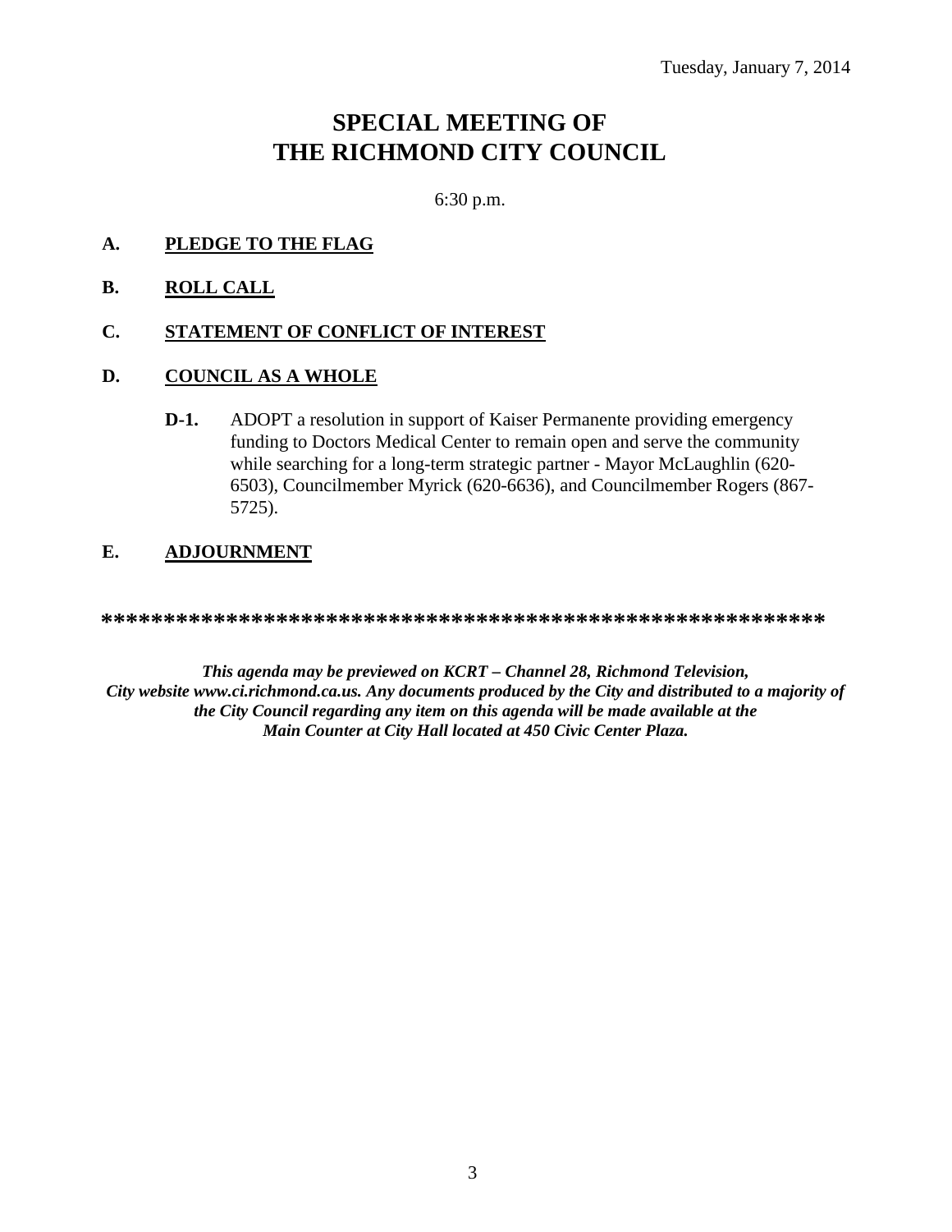Tuesday, January 7, 2014

# SPECIAL MEETING OF THE RICHMOND CITY COUNCIL

6:30 p.m.

**A. PLEDGE TO THE FLAG**

**B. ROLL CALL**

**C. STATEMENT OF CONFLICT OF INTEREST**

**D. COUNCIL AS A WHOLE**

**D-1.** ADOPT a resolution in support of Kaiser Permanente providing emergency funding to Doctors Medical Center to remain open and serve the community while searching for a long-term strategic partner - Mayor McLaughlin (620-6503), Councilmember Myrick (620-6636), and Councilmember Rogers (867-5725).

**E. ADJOURNMENT**

**************************************************************

***This agenda may be previewed on KCRT – Channel 28, Richmond Television, City website www.ci.richmond.ca.us. Any documents produced by the City and distributed to a majority of the City Council regarding any item on this agenda will be made available at the Main Counter at City Hall located at 450 Civic Center Plaza.***